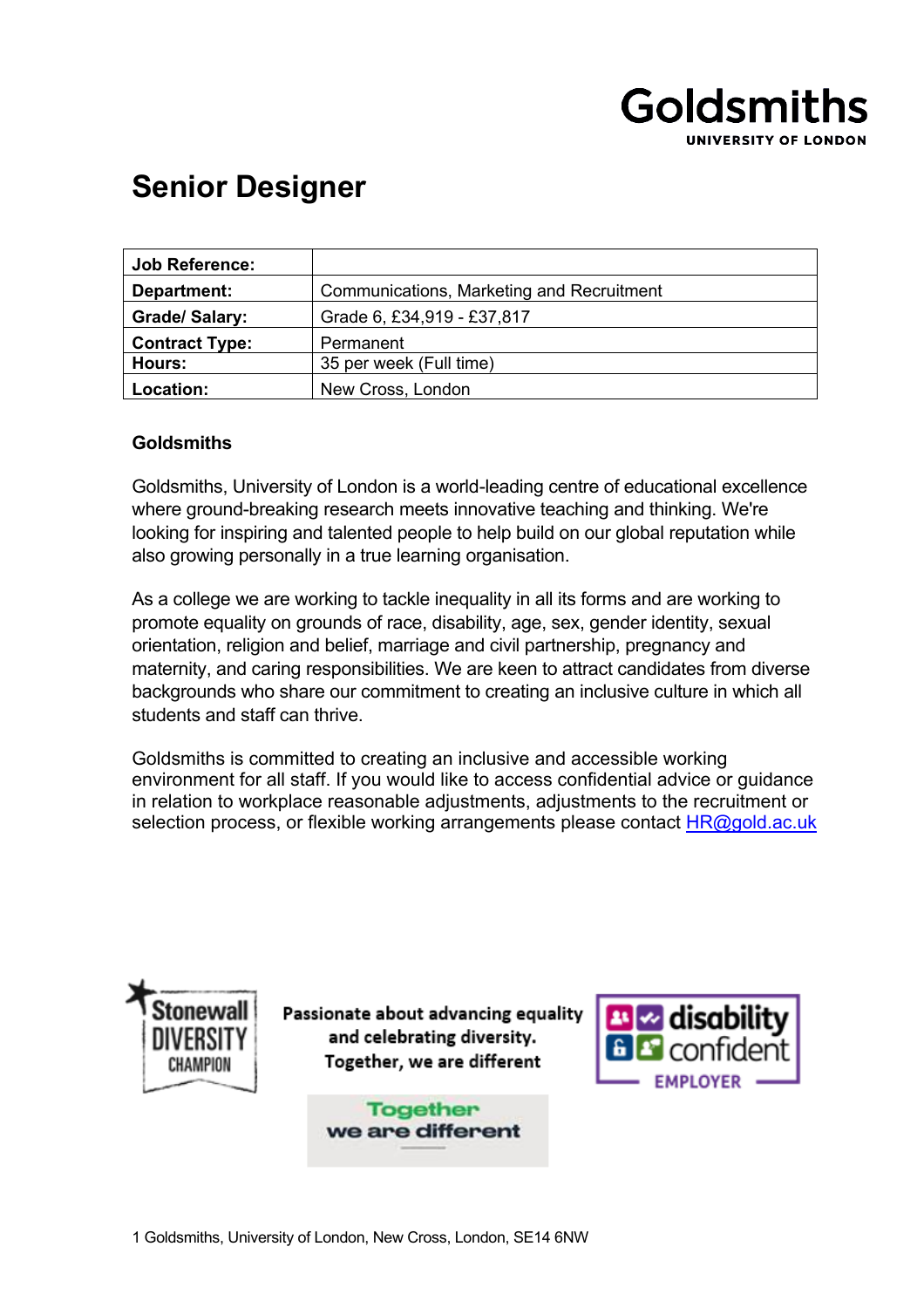Goldsmiths
UNIVERSITY OF LONDON

# Senior Designer

| Job Reference: | |
|---|---|
| Department: | Communications, Marketing and Recruitment |
| Grade/ Salary: | Grade 6, £34,919 - £37,817 |
| Contract Type: | Permanent |
| Hours: | 35 per week (Full time) |
| Location: | New Cross, London |

**Goldsmiths**

Goldsmiths, University of London is a world-leading centre of educational excellence where ground-breaking research meets innovative teaching and thinking. We're looking for inspiring and talented people to help build on our global reputation while also growing personally in a true learning organisation.

As a college we are working to tackle inequality in all its forms and are working to promote equality on grounds of race, disability, age, sex, gender identity, sexual orientation, religion and belief, marriage and civil partnership, pregnancy and maternity, and caring responsibilities. We are keen to attract candidates from diverse backgrounds who share our commitment to creating an inclusive culture in which all students and staff can thrive.

Goldsmiths is committed to creating an inclusive and accessible working environment for all staff. If you would like to access confidential advice or guidance in relation to workplace reasonable adjustments, adjustments to the recruitment or selection process, or flexible working arrangements please contact HR@gold.ac.uk

Stonewall DIVERSITY CHAMPION

Passionate about advancing equality and celebrating diversity. Together, we are different

disability confident EMPLOYER

Together we are different

Goldsmiths, University of London, New Cross, London, SE14 6NW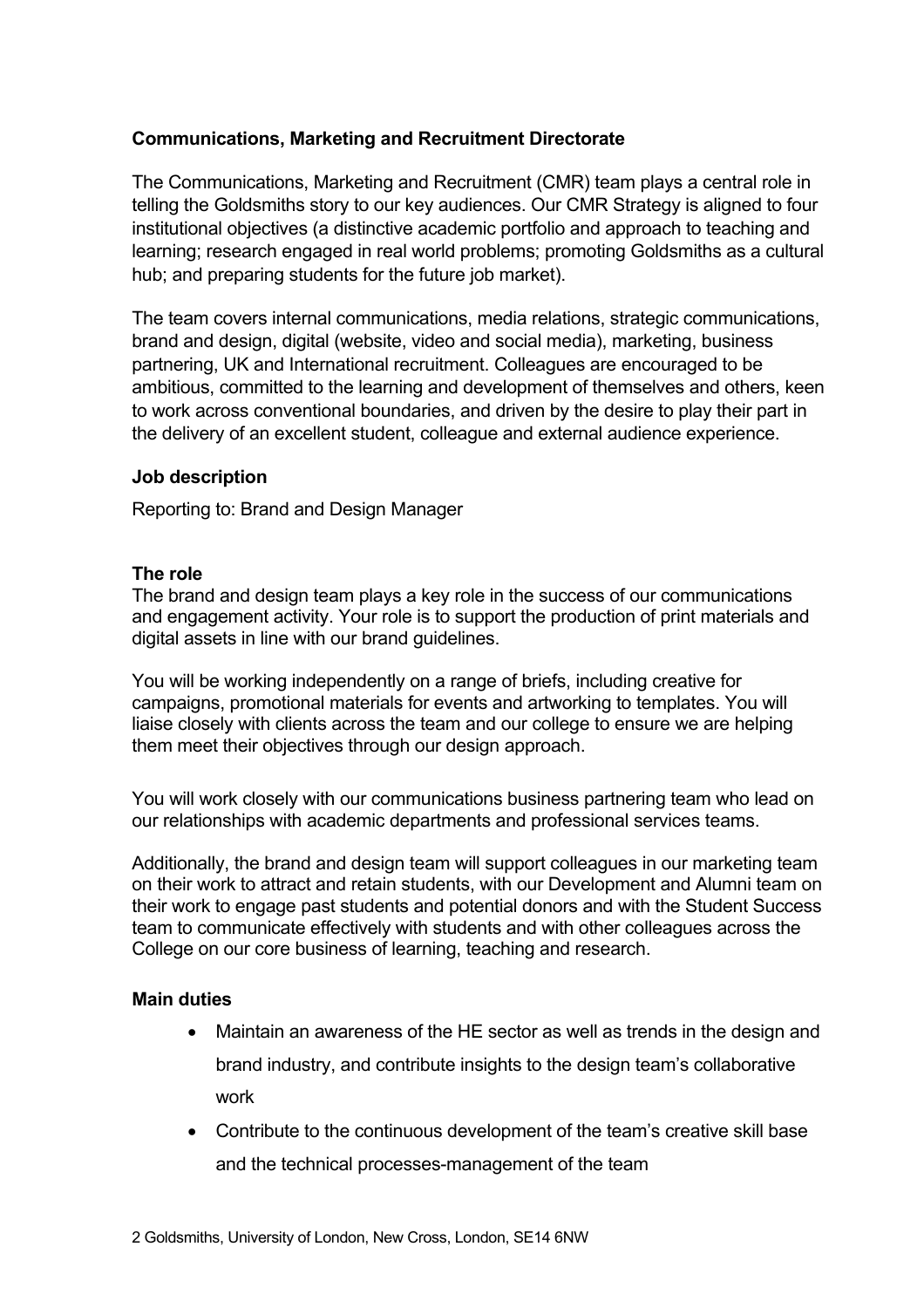**Communications, Marketing and Recruitment Directorate**

The Communications, Marketing and Recruitment (CMR) team plays a central role in telling the Goldsmiths story to our key audiences. Our CMR Strategy is aligned to four institutional objectives (a distinctive academic portfolio and approach to teaching and learning; research engaged in real world problems; promoting Goldsmiths as a cultural hub; and preparing students for the future job market).

The team covers internal communications, media relations, strategic communications, brand and design, digital (website, video and social media), marketing, business partnering, UK and International recruitment. Colleagues are encouraged to be ambitious, committed to the learning and development of themselves and others, keen to work across conventional boundaries, and driven by the desire to play their part in the delivery of an excellent student, colleague and external audience experience.

**Job description**

Reporting to: Brand and Design Manager

**The role**

The brand and design team plays a key role in the success of our communications and engagement activity. Your role is to support the production of print materials and digital assets in line with our brand guidelines.

You will be working independently on a range of briefs, including creative for campaigns, promotional materials for events and artworking to templates. You will liaise closely with clients across the team and our college to ensure we are helping them meet their objectives through our design approach.

You will work closely with our communications business partnering team who lead on our relationships with academic departments and professional services teams.

Additionally, the brand and design team will support colleagues in our marketing team on their work to attract and retain students, with our Development and Alumni team on their work to engage past students and potential donors and with the Student Success team to communicate effectively with students and with other colleagues across the College on our core business of learning, teaching and research.

**Main duties**

- Maintain an awareness of the HE sector as well as trends in the design and brand industry, and contribute insights to the design team's collaborative work
- Contribute to the continuous development of the team's creative skill base and the technical processes-management of the team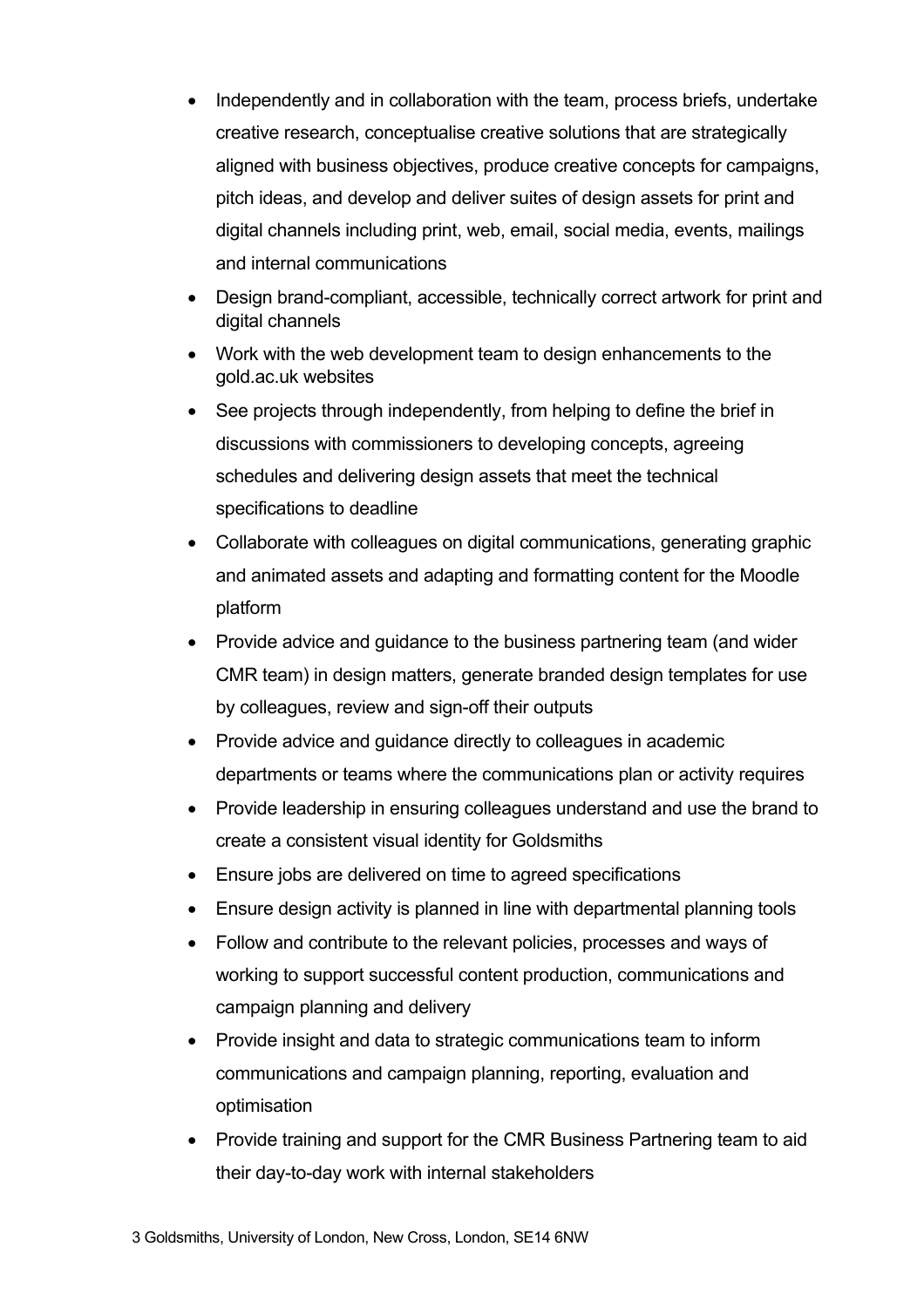- Independently and in collaboration with the team, process briefs, undertake creative research, conceptualise creative solutions that are strategically aligned with business objectives, produce creative concepts for campaigns, pitch ideas, and develop and deliver suites of design assets for print and digital channels including print, web, email, social media, events, mailings and internal communications
- Design brand-compliant, accessible, technically correct artwork for print and digital channels
- Work with the web development team to design enhancements to the gold.ac.uk websites
- See projects through independently, from helping to define the brief in discussions with commissioners to developing concepts, agreeing schedules and delivering design assets that meet the technical specifications to deadline
- Collaborate with colleagues on digital communications, generating graphic and animated assets and adapting and formatting content for the Moodle platform
- Provide advice and guidance to the business partnering team (and wider CMR team) in design matters, generate branded design templates for use by colleagues, review and sign-off their outputs
- Provide advice and guidance directly to colleagues in academic departments or teams where the communications plan or activity requires
- Provide leadership in ensuring colleagues understand and use the brand to create a consistent visual identity for Goldsmiths
- Ensure jobs are delivered on time to agreed specifications
- Ensure design activity is planned in line with departmental planning tools
- Follow and contribute to the relevant policies, processes and ways of working to support successful content production, communications and campaign planning and delivery
- Provide insight and data to strategic communications team to inform communications and campaign planning, reporting, evaluation and optimisation
- Provide training and support for the CMR Business Partnering team to aid their day-to-day work with internal stakeholders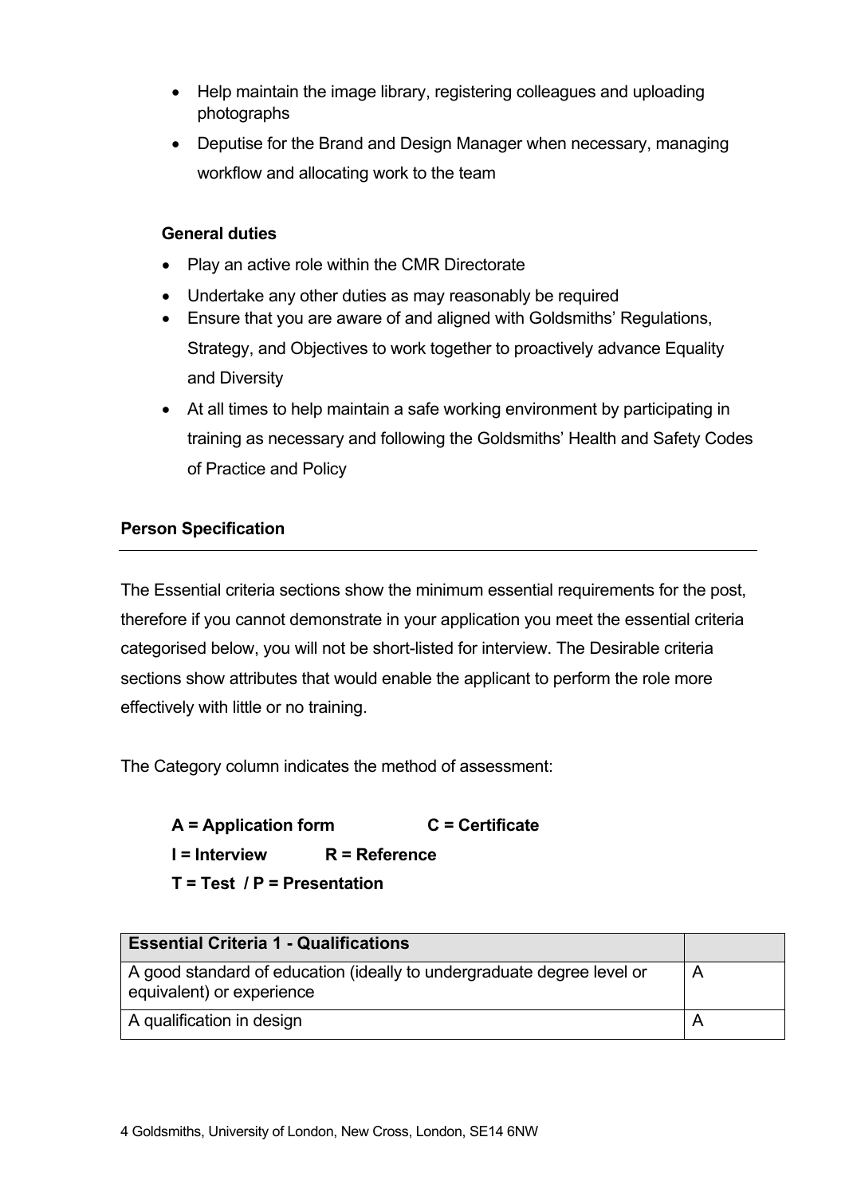- Help maintain the image library, registering colleagues and uploading photographs
- Deputise for the Brand and Design Manager when necessary, managing workflow and allocating work to the team

**General duties**

- Play an active role within the CMR Directorate
- Undertake any other duties as may reasonably be required
- Ensure that you are aware of and aligned with Goldsmiths' Regulations, Strategy, and Objectives to work together to proactively advance Equality and Diversity
- At all times to help maintain a safe working environment by participating in training as necessary and following the Goldsmiths' Health and Safety Codes of Practice and Policy

## Person Specification

The Essential criteria sections show the minimum essential requirements for the post, therefore if you cannot demonstrate in your application you meet the essential criteria categorised below, you will not be short-listed for interview. The Desirable criteria sections show attributes that would enable the applicant to perform the role more effectively with little or no training.

The Category column indicates the method of assessment:

**A = Application form** **C = Certificate**
**I = Interview** **R = Reference**
**T = Test / P = Presentation**

| Essential Criteria 1 - Qualifications | |
| --- | --- |
| A good standard of education (ideally to undergraduate degree level or equivalent) or experience | A |
| A qualification in design | A |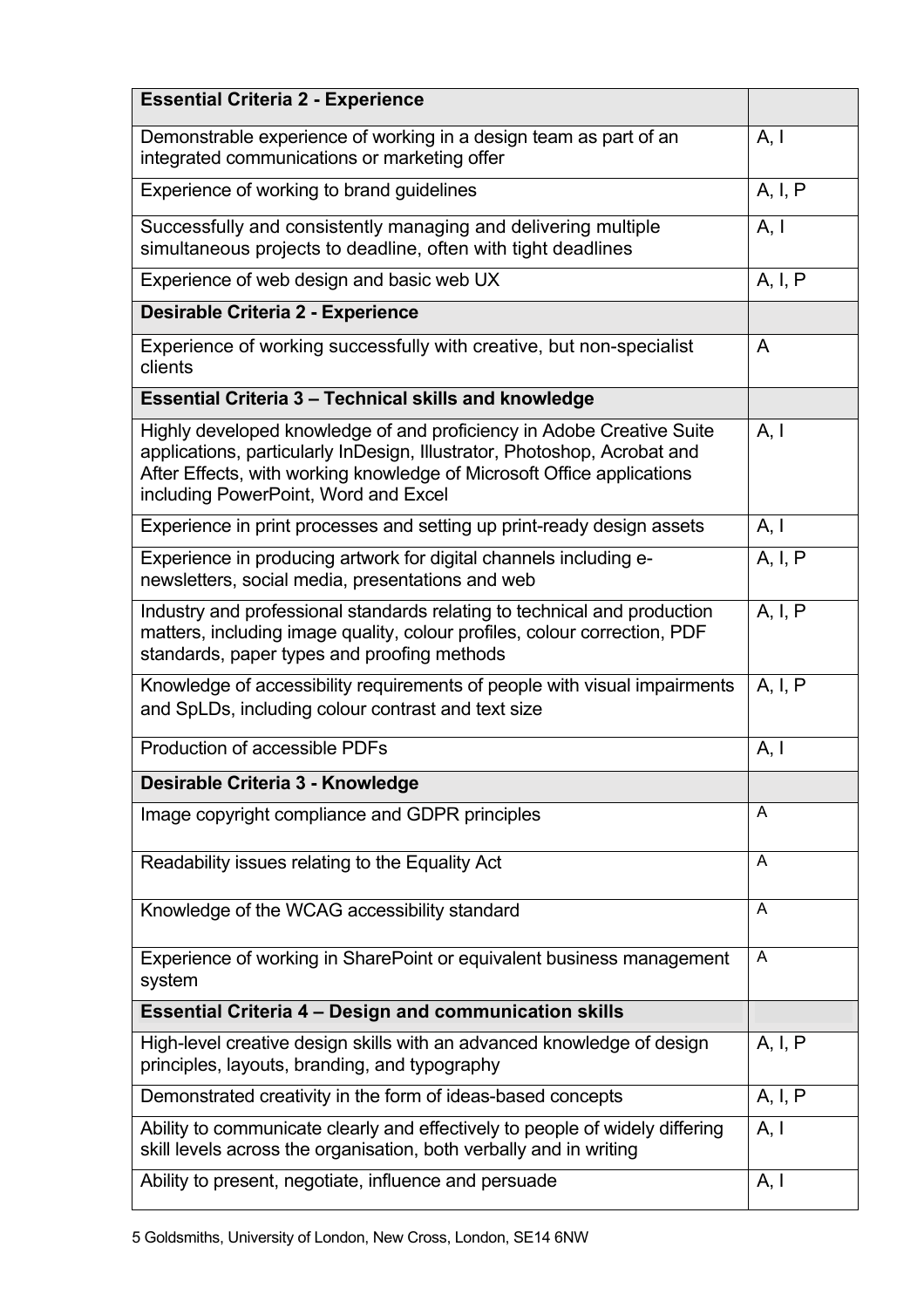| **Essential Criteria 2 - Experience** | |
|---|---|
| Demonstrable experience of working in a design team as part of an integrated communications or marketing offer | A, I |
| Experience of working to brand guidelines | A, I, P |
| Successfully and consistently managing and delivering multiple simultaneous projects to deadline, often with tight deadlines | A, I |
| Experience of web design and basic web UX | A, I, P |
| **Desirable Criteria 2 - Experience** | |
| Experience of working successfully with creative, but non-specialist clients | A |
| **Essential Criteria 3 – Technical skills and knowledge** | |
| Highly developed knowledge of and proficiency in Adobe Creative Suite applications, particularly InDesign, Illustrator, Photoshop, Acrobat and After Effects, with working knowledge of Microsoft Office applications including PowerPoint, Word and Excel | A, I |
| Experience in print processes and setting up print-ready design assets | A, I |
| Experience in producing artwork for digital channels including e-newsletters, social media, presentations and web | A, I, P |
| Industry and professional standards relating to technical and production matters, including image quality, colour profiles, colour correction, PDF standards, paper types and proofing methods | A, I, P |
| Knowledge of accessibility requirements of people with visual impairments and SpLDs, including colour contrast and text size | A, I, P |
| Production of accessible PDFs | A, I |
| **Desirable Criteria 3 - Knowledge** | |
| Image copyright compliance and GDPR principles | A |
| Readability issues relating to the Equality Act | A |
| Knowledge of the WCAG accessibility standard | A |
| Experience of working in SharePoint or equivalent business management system | A |
| **Essential Criteria 4 – Design and communication skills** | |
| High-level creative design skills with an advanced knowledge of design principles, layouts, branding, and typography | A, I, P |
| Demonstrated creativity in the form of ideas-based concepts | A, I, P |
| Ability to communicate clearly and effectively to people of widely differing skill levels across the organisation, both verbally and in writing | A, I |
| Ability to present, negotiate, influence and persuade | A, I |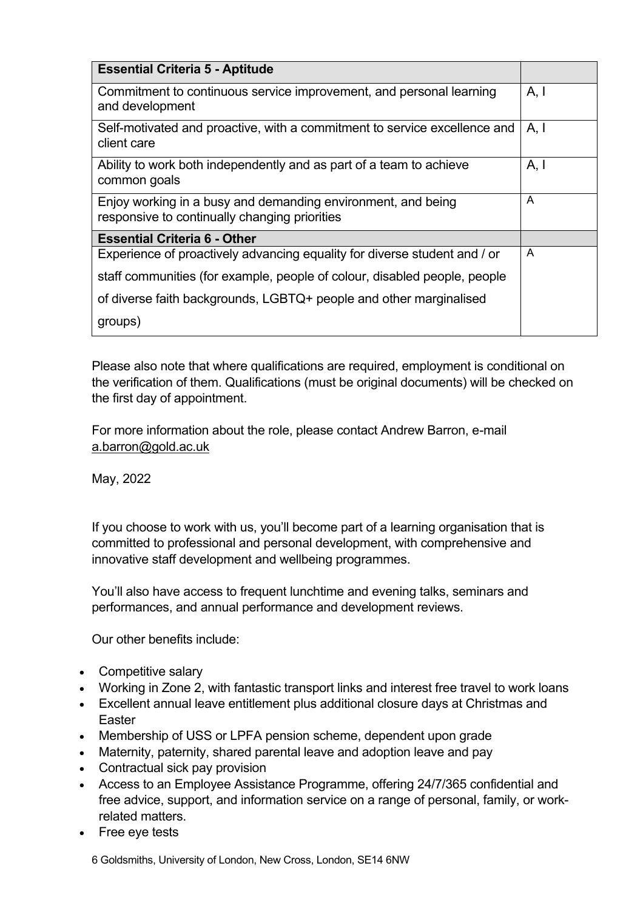| Essential Criteria 5 - Aptitude | |
|---|---|
| Commitment to continuous service improvement, and personal learning and development | A, I |
| Self-motivated and proactive, with a commitment to service excellence and client care | A, I |
| Ability to work both independently and as part of a team to achieve common goals | A, I |
| Enjoy working in a busy and demanding environment, and being responsive to continually changing priorities | A |
| **Essential Criteria 6 - Other** | |
| Experience of proactively advancing equality for diverse student and / or staff communities (for example, people of colour, disabled people, people of diverse faith backgrounds, LGBTQ+ people and other marginalised groups) | A |

Please also note that where qualifications are required, employment is conditional on the verification of them. Qualifications (must be original documents) will be checked on the first day of appointment.

For more information about the role, please contact Andrew Barron, e-mail a.barron@gold.ac.uk

May, 2022

If you choose to work with us, you'll become part of a learning organisation that is committed to professional and personal development, with comprehensive and innovative staff development and wellbeing programmes.

You'll also have access to frequent lunchtime and evening talks, seminars and performances, and annual performance and development reviews.

Our other benefits include:

- Competitive salary
- Working in Zone 2, with fantastic transport links and interest free travel to work loans
- Excellent annual leave entitlement plus additional closure days at Christmas and Easter
- Membership of USS or LPFA pension scheme, dependent upon grade
- Maternity, paternity, shared parental leave and adoption leave and pay
- Contractual sick pay provision
- Access to an Employee Assistance Programme, offering 24/7/365 confidential and free advice, support, and information service on a range of personal, family, or work-related matters.
- Free eye tests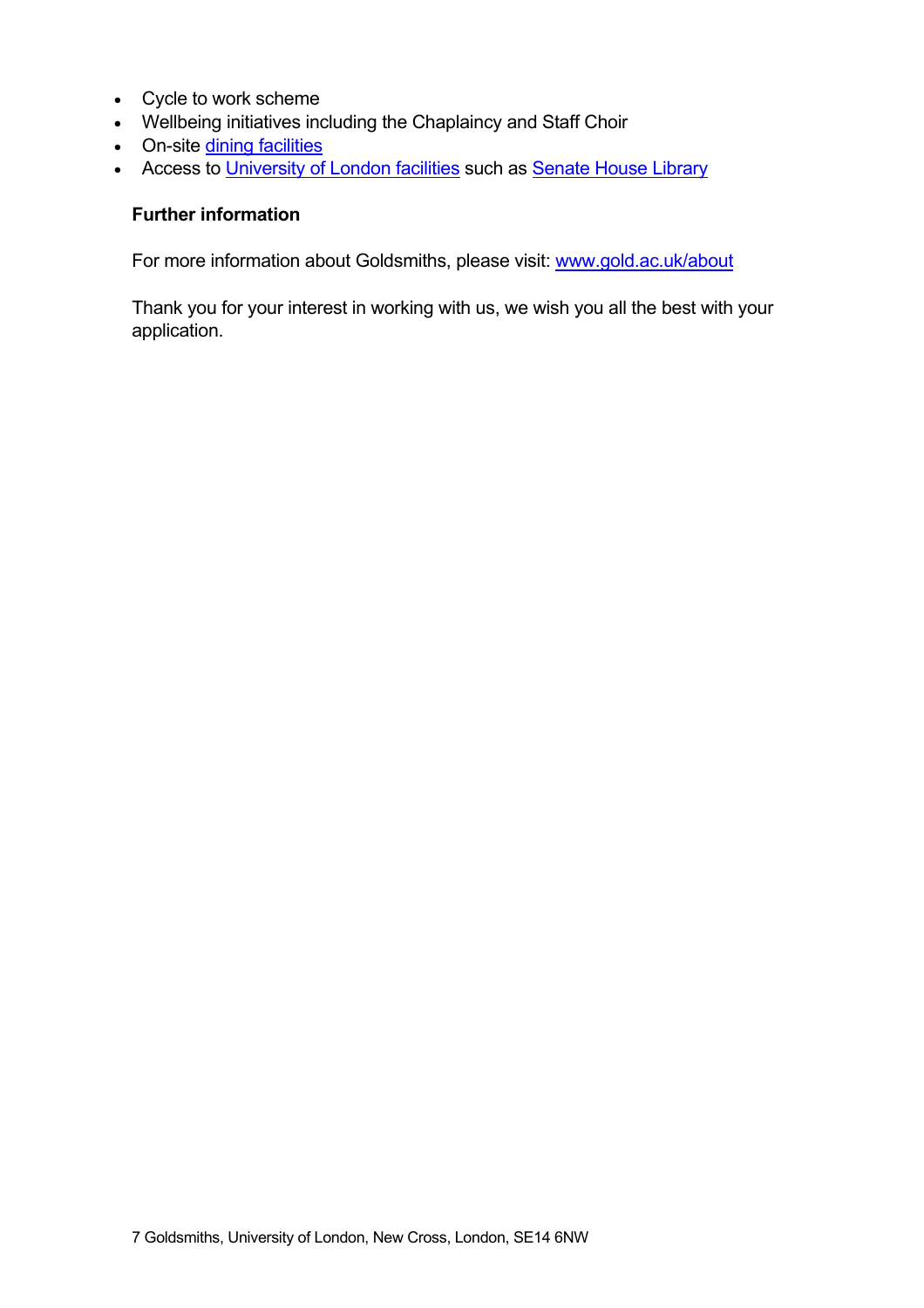- Cycle to work scheme
- Wellbeing initiatives including the Chaplaincy and Staff Choir
- On-site dining facilities
- Access to University of London facilities such as Senate House Library

**Further information**

For more information about Goldsmiths, please visit: www.gold.ac.uk/about

Thank you for your interest in working with us, we wish you all the best with your application.